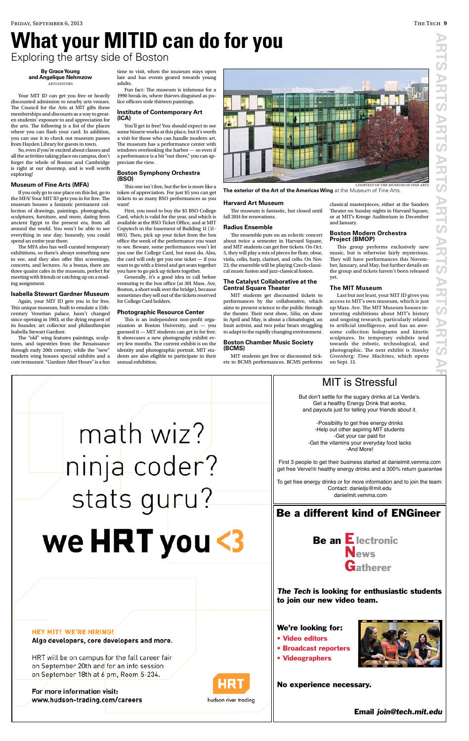# What your MITID can do for you

## Exploring the artsy side of Boston

**By Grace Young and Angelique Nehmzow**
*ARTS EDITORS*

Your MIT ID can get you free or heavily discounted admission to nearby arts venues. The Council for the Arts at MIT gifts these memberships and discounts as a way to greaten students' exposure to and appreciation for the arts. The following is a list of the places where you can flash your card. In addition, you can use it to check out museum passes from Hayden Library for guests in town.

So, even if you're excited about classes and all the activities taking place on campus, don't forget the whole of Boston and Cambridge is right at our doorstep, and is well worth exploring!

### Museum of Fine Arts (MFA)

If you only go to one place on this list, go to the MFA! Your MIT ID gets you in for free. The museum houses a fantastic permanent collection of drawings, paintings, photographs, sculptures, furniture, and more, dating from ancient Egypt to the present era, from all around the world. You won't be able to see everything in one day; honestly, you could spend an entire year there.

The MFA also has well-curated temporary exhibitions, so there's always something new to see, and they also offer film screenings, concerts, and lectures. As a bonus, there are three quaint cafes in the museum, perfect for meeting with friends or catching up on a reading assignment.

### Isabella Stewart Gardner Museum

Again, your MIT ID gets you in for free. This unique museum, built to emulate a 15th-century Venetian palace, hasn't changed since opening in 1903, at the dying request of its founder, art collector and philanthropist Isabella Stewart Gardner.

The "old" wing features paintings, sculptures, and tapestries from the Renaissance through early 20th century, while the "new" modern wing houses special exhibits and a cute restaurant. "Gardner After Hours" is a fun time to visit, when the museum stays open late and has events geared towards young adults.

Fun fact: The museum is infamous for a 1990 break-in, where thieves disguised as police officers stole thirteen paintings.

### Institute of Contemporary Art (ICA)

You'll get in free! You should expect to see some bizarre works at this place, but it's worth a visit for those who can handle modern art. The museum has a performance center with windows overlooking the harbor — so even if a performance is a bit "out-there," you can appreciate the view.

### Boston Symphony Orchestra (BSO)

This one isn't free, but the fee is more like a token of appreciation. For just $5 you can get tickets to as many BSO performances as you want!

First, you need to buy the $5 BSO College Card, which is valid for the year, and which is available at the BSO Ticket Office, and at MIT Copytech in the basement of Building 11 (11-003). Then, pick up your ticket from the box office the week of the performance you want to see. Beware, some performances won't let you use the College Card, but most do. Also, the card will only get you one ticket — if you want to go with a friend and get seats together you have to go pick up tickets together.

Generally, it's a good idea to call before venturing to the box office (at 301 Mass. Ave, Boston, a short walk over the bridge), because sometimes they sell out of the tickets reserved for College Card holders.

### Photographic Resource Center

This is an independent non-profit organization at Boston University, and — you guessed it — MIT students can get in for free. It showcases a new photography exhibit every few months. The current exhibit is on the identity and photographic portrait. MIT students are also eligible to participate in their annual exhibition.

*COURTESY OF THE MUSEUM OF FINE ARTS*

**The exterior of the Art of the Americas Wing** at the Museum of Fine Arts.

### Harvard Art Museum

The museum is fantastic, but closed until fall 2014 for renovations.

### Radius Ensemble

The ensemble puts on an eclectic concert about twice a semester in Harvard Square, and MIT students can get free tickets. On Oct. 5, they will play a mix of pieces for flute, oboe, viola, cello, harp, clarinet, and cello. On Nov. 23, the ensemble will be playing Czech-classical music fusion and jazz-classical fusion.

### The Catalyst Collaborative at the Central Square Theater

MIT students get discounted tickets to performances by the collaborative, which aims to present science to the public through the theater. Their next show, *Silia*, on show in April and May, is about a climatologist, an Inuit activist, and two polar bears struggling to adapt to the rapidly changing environment.

### Boston Chamber Music Society (BCMS)

MIT students get free or discounted tickets to BCMS performances. BCMS performs classical masterpieces, either at the Sanders Theater on Sunday nights in Harvard Square, or at MIT's Kresge Auditorium in December and January.

### Boston Modern Orchestra Project (BMOP)

This group performs exclusively new music, but is otherwise fairly mysterious. They will have performances this November, January, and May, but further details on the group and tickets haven't been released yet.

### The MIT Museum

Last but not least, your MIT ID gives you access to MIT's own museum, which is just up Mass. Ave. The MIT Museum houses interesting exhibitions about MIT's history and ongoing research, particularly related to artificial intelligence, and has an awesome collection holograms and kinetic sculptures. Its temporary exhibits tend towards the robotic, technological, and photographic. The next exhibit is *Stanley Greenberg: Time Machines*, which opens on Sept. 13.

---

math wiz?
ninja coder?
stats guru?

**we HRT you <3**

**HEY MIT! WE'RE HIRING!**
**Algo developers, core developers and more.**

HRT will be on campus for the fall career fair on September 20th and for an info session on September 18th at 6 pm, Room 5-234.

**For more information visit:**
**www.hudson-trading.com/careers**

HRT hudson river trading

---

## MIT is Stressful

But don't settle for the sugary drinks at La Verde's.
Get a healthy Energy Drink that works,
and payouts just for telling your friends about it.

-Possibility to get free energy drinks
-Help out other aspiring MIT students
-Get your car paid for
-Get the vitamins your everyday food lacks
-And More!

First 3 people to get their business started at danielmit.vemma.com get free Verve!® healthy energy drinks and a 300% return guarantee

To get free energy drinks or for more information and to join the team:
Contact: danieljs@mit.edu
danielmit.vemma.com

---

## Be a different kind of ENGineer

**Be an Electronic News Gatherer**

***The Tech* is looking for enthusiastic students to join our new video team.**

**We're looking for:**

- **Video editors**
- **Broadcast reporters**
- **Videographers**

**No experience necessary.**

**Email *join@tech.mit.edu***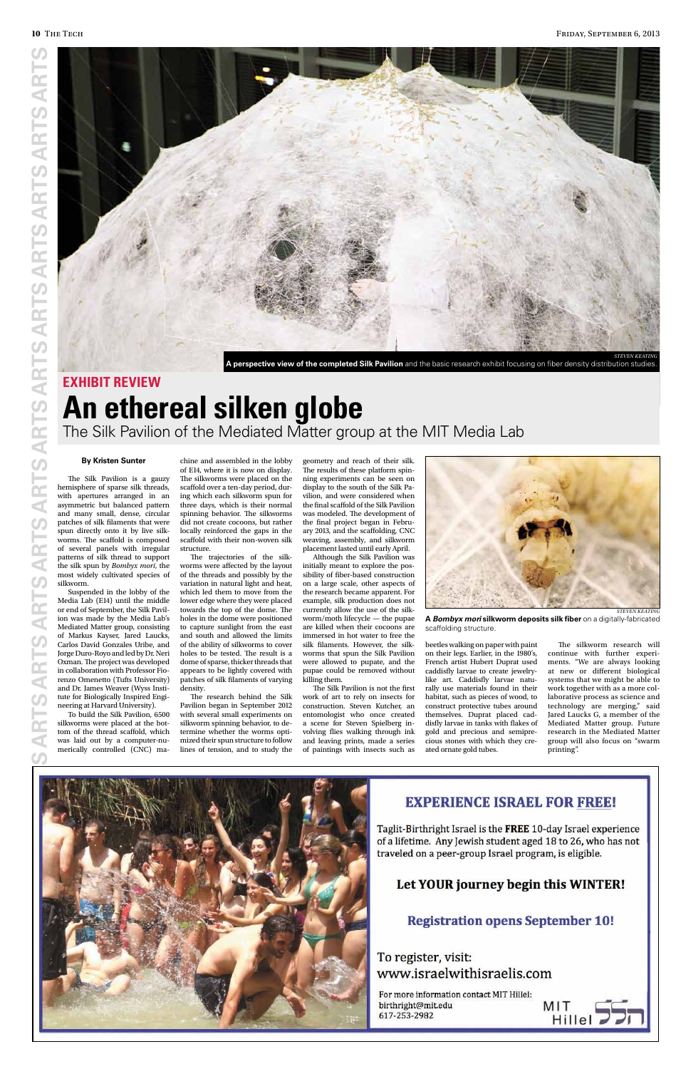STEVEN KEATING

**A perspective view of the completed Silk Pavilion** and the basic research exhibit focusing on fiber density distribution studies.

## EXHIBIT REVIEW

# An ethereal silken globe

### The Silk Pavilion of the Mediated Matter group at the MIT Media Lab

**By Kristen Sunter**

The Silk Pavilion is a gauzy hemisphere of sparse silk threads, with apertures arranged in an asymmetric but balanced pattern and many small, dense, circular patches of silk filaments that were spun directly onto it by live silkworms. The scaffold is composed of several panels with irregular patterns of silk thread to support the silk spun by *Bombyx mori*, the most widely cultivated species of silkworm.

Suspended in the lobby of the Media Lab (E14) until the middle or end of September, the Silk Pavilion was made by the Media Lab's Mediated Matter group, consisting of Markus Kayser, Jared Laucks, Carlos David Gonzales Uribe, and Jorge Duro-Royo and led by Dr. Neri Oxman. The project was developed in collaboration with Professor Fiorenzo Omenetto (Tufts University) and Dr. James Weaver (Wyss Institute for Biologically Inspired Engineering at Harvard University).

To build the Silk Pavilion, 6500 silkworms were placed at the bottom of the thread scaffold, which was laid out by a computer-numerically controlled (CNC) machine and assembled in the lobby of E14, where it is now on display. The silkworms were placed on the scaffold over a ten-day period, during which each silkworm spun for three days, which is their normal spinning behavior. The silkworms did not create cocoons, but rather locally reinforced the gaps in the scaffold with their non-woven silk structure.

The trajectories of the silkworms were affected by the layout of the threads and possibly by the variation in natural light and heat, which led them to move from the lower edge where they were placed towards the top of the dome. The holes in the dome were positioned to capture sunlight from the east and south and allowed the limits of the ability of silkworms to cover holes to be tested. The result is a dome of sparse, thicker threads that appears to be lightly covered with patches of silk filaments of varying density.

The research behind the Silk Pavilion began in September 2012 with several small experiments on silkworm spinning behavior, to determine whether the worms optimized their spun structure to follow lines of tension, and to study the geometry and reach of their silk. The results of these platform spinning experiments can be seen on display to the south of the Silk Pavilion, and were considered when the final scaffold of the Silk Pavilion was modeled. The development of the final project began in February 2013, and the scaffolding, CNC weaving, assembly, and silkworm placement lasted until early April.

Although the Silk Pavilion was initially meant to explore the possibility of fiber-based construction on a large scale, other aspects of the research became apparent. For example, silk production does not currently allow the use of the silkworm/moth lifecycle — the pupae are killed when their cocoons are immersed in hot water to free the silk filaments. However, the silkworms that spun the Silk Pavilion were allowed to pupate, and the pupae could be removed without killing them.

The Silk Pavilion is not the first work of art to rely on insects for construction. Steven Kutcher, an entomologist who once created a scene for Steven Spielberg involving flies walking through ink and leaving prints, made a series of paintings with insects such as beetles walking on paper with paint on their legs. Earlier, in the 1980's, French artist Hubert Duprat used caddisfly larvae to create jewelry-like art. Caddisfly larvae naturally use materials found in their habitat, such as pieces of wood, to construct protective tubes around themselves. Duprat placed caddisfly larvae in tanks with flakes of gold and precious and semiprecious stones with which they created ornate gold tubes.

The silkworm research will continue with further experiments. "We are always looking at new or different biological systems that we might be able to work together with as a more collaborative process as science and technology are merging," said Jared Laucks G, a member of the Mediated Matter group. Future research in the Mediated Matter group will also focus on "swarm printing".

STEVEN KEATING

**A *Bombyx mori* silkworm deposits silk fiber** on a digitally-fabricated scaffolding structure.

**EXPERIENCE ISRAEL FOR FREE!**

Taglit-Birthright Israel is the **FREE** 10-day Israel experience of a lifetime. Any Jewish student aged 18 to 26, who has not traveled on a peer-group Israel program, is eligible.

**Let YOUR journey begin this WINTER!**

**Registration opens September 10!**

To register, visit:
www.israelwithisraelis.com

For more information contact MIT Hillel:
birthright@mit.edu
617-253-2982

MIT Hillel